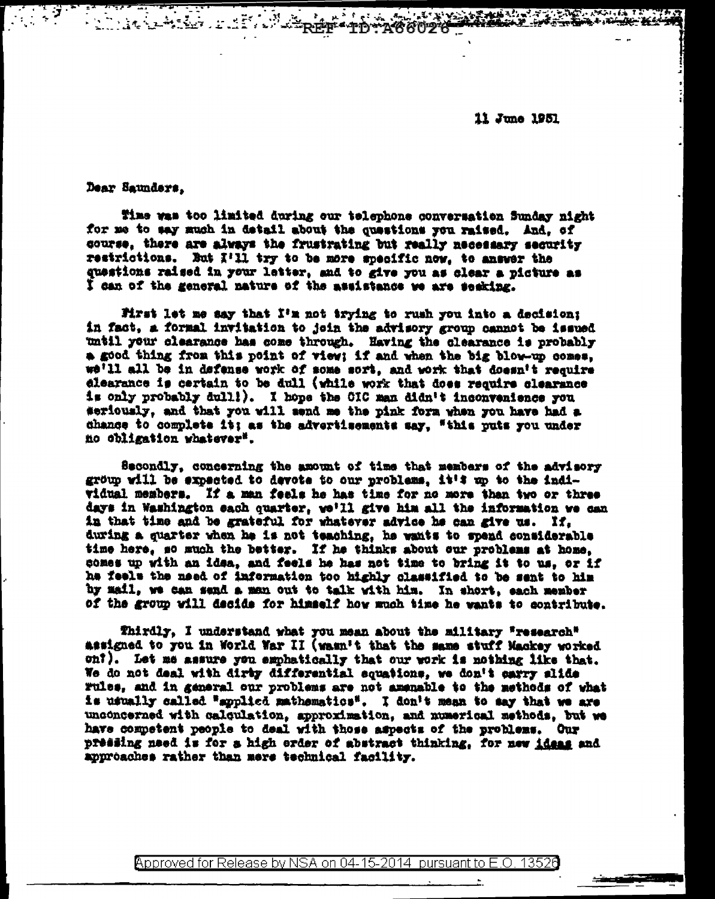11 June 1951

Dear Saunders,

Time was too limited during our telephone conversation Sunday night for me to say much in detail about the questions you raised. And, of course, there are always the frustrating but really necessary security restrictions. But I'll try to be more specific now, to answer the questions raised in your letter, and to give you as clear a picture as I can of the general nature of the assistance we are seeking.

First let me say that I'm not trying to rush you into a decision; in fact, a formal invitation to join the advisory group cannot be issued until your clearance has come through. Having the clearance is probably a good thing from this point of view; if and when the big blow-up comes, we'll all be in defense work of some sort, and work that doesn't require clearance is certain to be dull (while work that does require clearance is only probably dull!). I hope the CIC man didn't inconvenience you seriously, and that you will send me the pink form when you have had a chance to complete it; as the advertisements say, "this puts you under no obligation whatever".

Secondly, concerning the amount of time that members of the advisory group will be expected to devote to our problems, it's up to the individual members. If a man feels he has time for no more than two or three days in Washington each quarter, we'll give him all the information we can in that time and be grateful for whatever advice he can give us. If, during a quarter when he is not teaching, he wants to spend considerable time here, so much the better. If he thinks about our problems at home, comes up with an idea, and feels he has not time to bring it to us, or if he feels the need of information too highly classified to be sent to him by mail, we can send a man out to talk with him. In short, each member of the group will decide for himself how much time he wants to contribute.

Thirdly, I understand what you mean about the military "research" assigned to you in World War II (wasn't that the same stuff Mackey worked on?). Let me assure you emphatically that our work is nothing like that. We do not deal with dirty differential equations, we don't carry slide rules, and in general our problems are not amenable to the methods of what is usually called "applied mathematics". I don't mean to say that we are unconcerned with calculation, approximation, and numerical methods, but we have competent people to deal with those aspects of the problems. Our pressing need is for a high order of abstract thinking, for new _ideas_ and approaches rather than mere technical facility.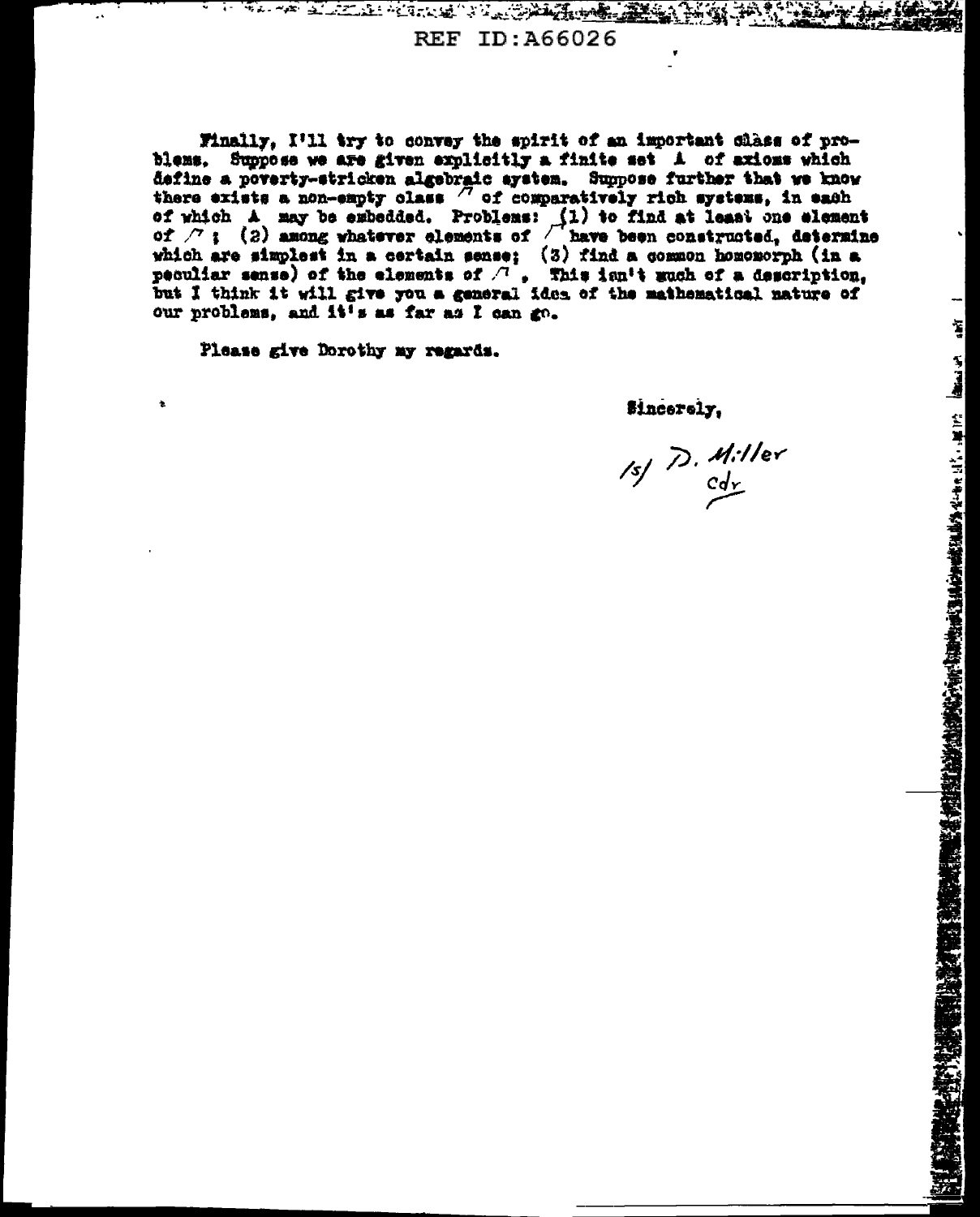Finally, I'll try to convey the spirit of an important class of problems. Suppose we are given explicitly a finite set A of axioms which define a poverty-stricken algebraic system. Suppose further that we know there exists a non-empty class $\Gamma$ of comparatively rich systems, in each of which A may be embedded. Problems: (1) to find at least one element of $\Gamma$; (2) among whatever elements of $\Gamma$ have been constructed, determine which are simplest in a certain sense; (3) find a common homomorph (in a peculiar sense) of the elements of $\Gamma$. This isn't much of a description, but I think it will give you a general idea of the mathematical nature of our problems, and it's as far as I can go.

Please give Dorothy my regards.

Sincerely,

/s/ D. Miller
Cdr